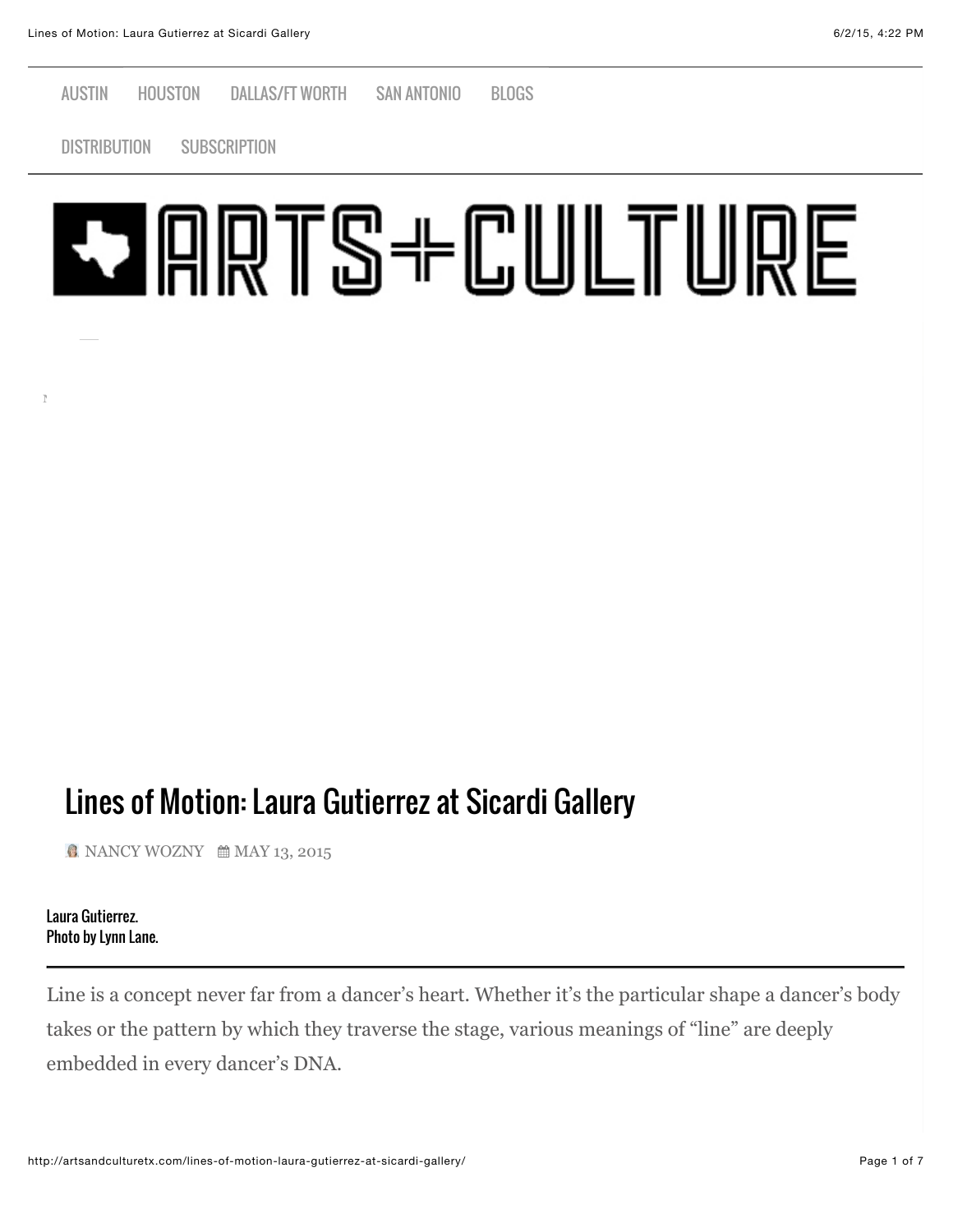AUSTIN HOUSTON DALLAS/FT WORTH SAN ANTONIO BLOGS

DISTRIBUTION SUBSCRIPTION

ARTS+CULTURE

# Lines of Motion: Laura Gutierrez at Sicardi Gallery

NANCY WOZNY MAY 13, 2015

Laura Gutierrez.
Photo by Lynn Lane.

Line is a concept never far from a dancer's heart. Whether it's the particular shape a dancer's body takes or the pattern by which they traverse the stage, various meanings of "line" are deeply embedded in every dancer's DNA.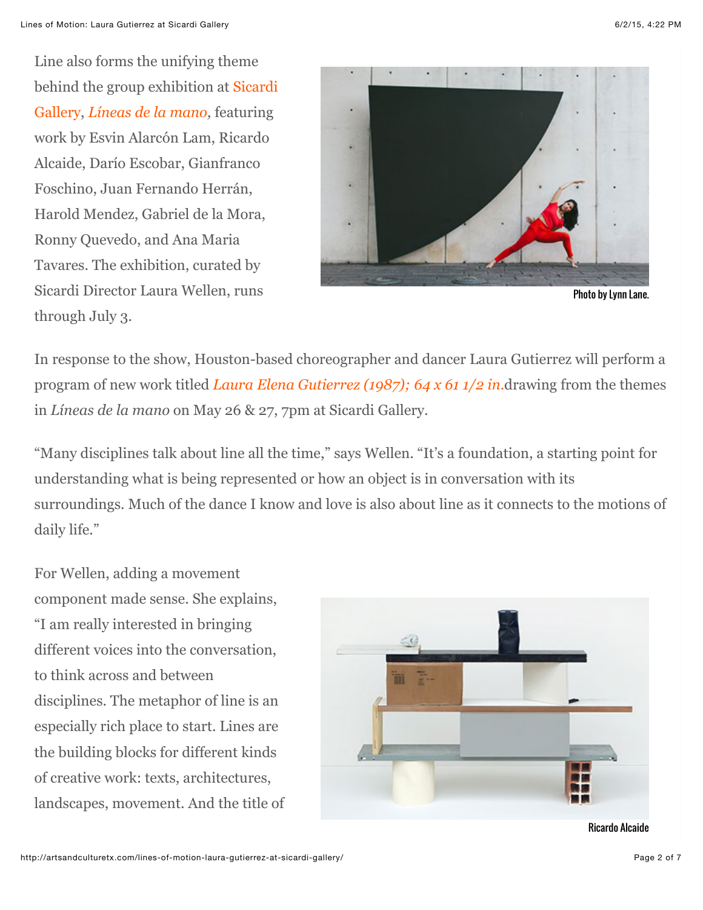Line also forms the unifying theme behind the group exhibition at Sicardi Gallery, *Líneas de la mano*, featuring work by Esvin Alarcón Lam, Ricardo Alcaide, Darío Escobar, Gianfranco Foschino, Juan Fernando Herrán, Harold Mendez, Gabriel de la Mora, Ronny Quevedo, and Ana Maria Tavares. The exhibition, curated by Sicardi Director Laura Wellen, runs through July 3.

Photo by Lynn Lane.

In response to the show, Houston-based choreographer and dancer Laura Gutierrez will perform a program of new work titled *Laura Elena Gutierrez (1987); 64 x 61 1/2 in.*drawing from the themes in *Líneas de la mano* on May 26 & 27, 7pm at Sicardi Gallery.

"Many disciplines talk about line all the time," says Wellen. "It's a foundation, a starting point for understanding what is being represented or how an object is in conversation with its surroundings. Much of the dance I know and love is also about line as it connects to the motions of daily life."

For Wellen, adding a movement component made sense. She explains, "I am really interested in bringing different voices into the conversation, to think across and between disciplines. The metaphor of line is an especially rich place to start. Lines are the building blocks for different kinds of creative work: texts, architectures, landscapes, movement. And the title of

Ricardo Alcaide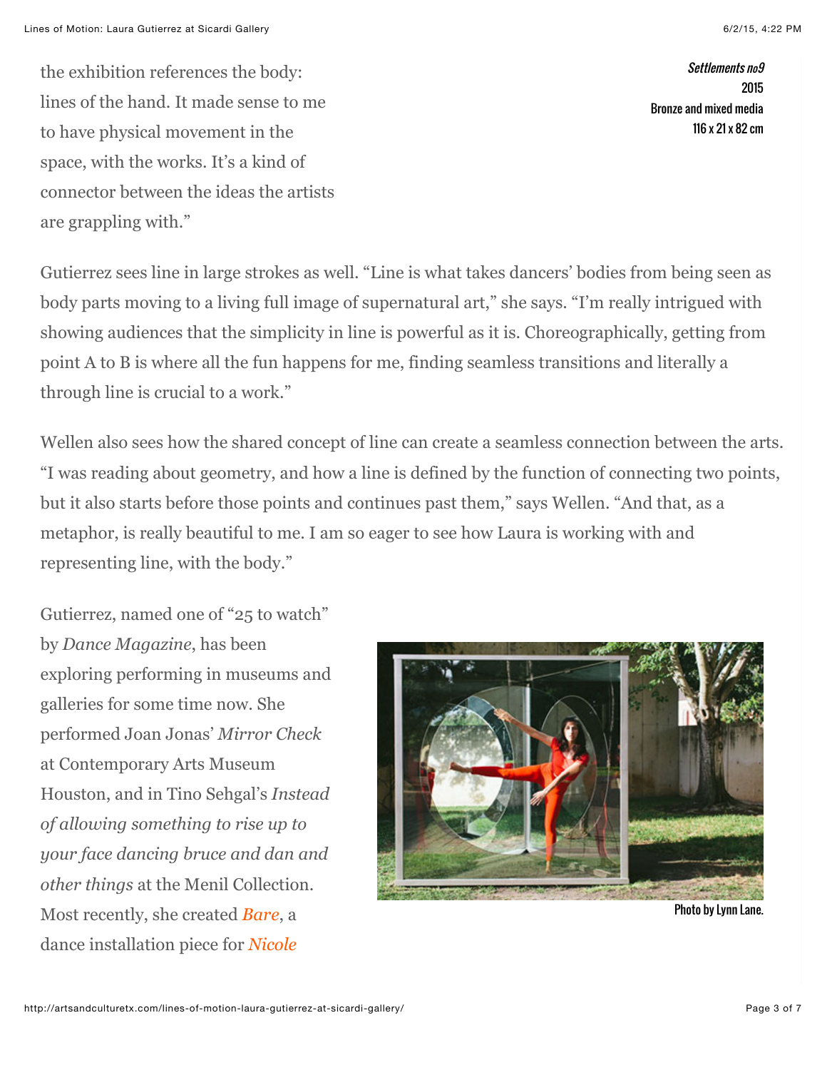the exhibition references the body: lines of the hand. It made sense to me to have physical movement in the space, with the works. It's a kind of connector between the ideas the artists are grappling with."

*Settlements no9*
2015
Bronze and mixed media
116 x 21 x 82 cm

Gutierrez sees line in large strokes as well. "Line is what takes dancers' bodies from being seen as body parts moving to a living full image of supernatural art," she says. "I'm really intrigued with showing audiences that the simplicity in line is powerful as it is. Choreographically, getting from point A to B is where all the fun happens for me, finding seamless transitions and literally a through line is crucial to a work."

Wellen also sees how the shared concept of line can create a seamless connection between the arts. "I was reading about geometry, and how a line is defined by the function of connecting two points, but it also starts before those points and continues past them," says Wellen. "And that, as a metaphor, is really beautiful to me. I am so eager to see how Laura is working with and representing line, with the body."

Gutierrez, named one of "25 to watch" by *Dance Magazine*, has been exploring performing in museums and galleries for some time now. She performed Joan Jonas' *Mirror Check* at Contemporary Arts Museum Houston, and in Tino Sehgal's *Instead of allowing something to rise up to your face dancing bruce and dan and other things* at the Menil Collection. Most recently, she created *Bare*, a dance installation piece for *Nicole*

Photo by Lynn Lane.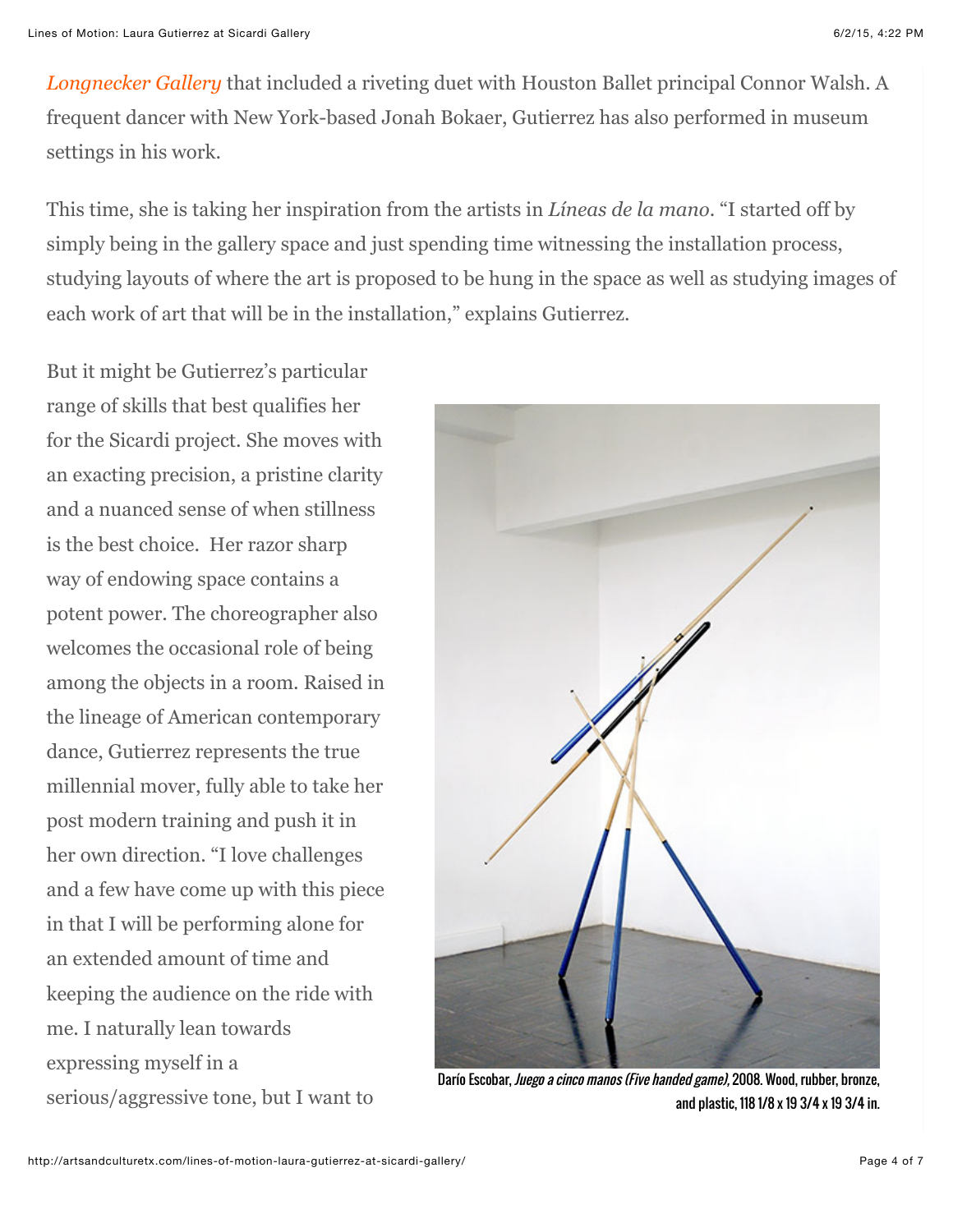[Longnecker Gallery](#) that included a riveting duet with Houston Ballet principal Connor Walsh. A frequent dancer with New York-based Jonah Bokaer, Gutierrez has also performed in museum settings in his work.

This time, she is taking her inspiration from the artists in *Líneas de la mano*. "I started off by simply being in the gallery space and just spending time witnessing the installation process, studying layouts of where the art is proposed to be hung in the space as well as studying images of each work of art that will be in the installation," explains Gutierrez.

But it might be Gutierrez's particular range of skills that best qualifies her for the Sicardi project. She moves with an exacting precision, a pristine clarity and a nuanced sense of when stillness is the best choice. Her razor sharp way of endowing space contains a potent power. The choreographer also welcomes the occasional role of being among the objects in a room. Raised in the lineage of American contemporary dance, Gutierrez represents the true millennial mover, fully able to take her post modern training and push it in her own direction. "I love challenges and a few have come up with this piece in that I will be performing alone for an extended amount of time and keeping the audience on the ride with me. I naturally lean towards expressing myself in a serious/aggressive tone, but I want to

Darío Escobar, *Juego a cinco manos (Five handed game)*, 2008. Wood, rubber, bronze, and plastic, 118 1/8 x 19 3/4 x 19 3/4 in.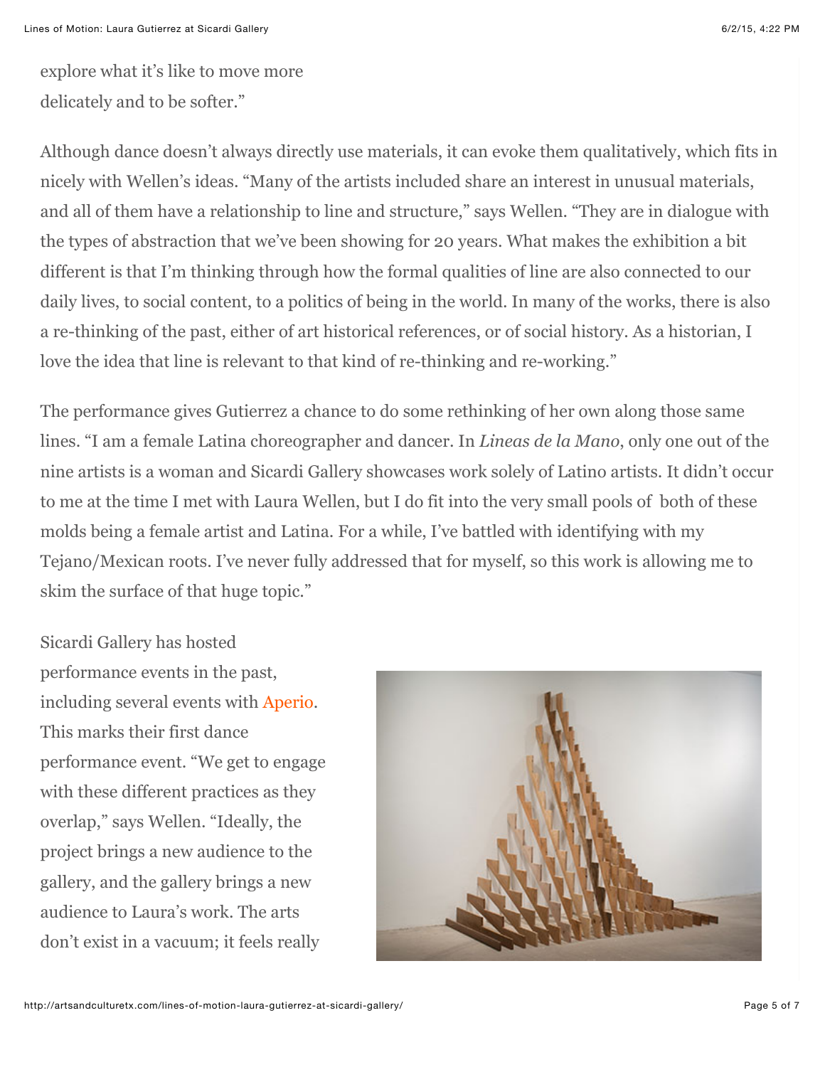explore what it's like to move more delicately and to be softer."

Although dance doesn't always directly use materials, it can evoke them qualitatively, which fits in nicely with Wellen's ideas. "Many of the artists included share an interest in unusual materials, and all of them have a relationship to line and structure," says Wellen. "They are in dialogue with the types of abstraction that we've been showing for 20 years. What makes the exhibition a bit different is that I'm thinking through how the formal qualities of line are also connected to our daily lives, to social content, to a politics of being in the world. In many of the works, there is also a re-thinking of the past, either of art historical references, or of social history. As a historian, I love the idea that line is relevant to that kind of re-thinking and re-working."

The performance gives Gutierrez a chance to do some rethinking of her own along those same lines. "I am a female Latina choreographer and dancer. In *Lineas de la Mano*, only one out of the nine artists is a woman and Sicardi Gallery showcases work solely of Latino artists. It didn't occur to me at the time I met with Laura Wellen, but I do fit into the very small pools of both of these molds being a female artist and Latina. For a while, I've battled with identifying with my Tejano/Mexican roots. I've never fully addressed that for myself, so this work is allowing me to skim the surface of that huge topic."

Sicardi Gallery has hosted performance events in the past, including several events with Aperio. This marks their first dance performance event. "We get to engage with these different practices as they overlap," says Wellen. "Ideally, the project brings a new audience to the gallery, and the gallery brings a new audience to Laura's work. The arts don't exist in a vacuum; it feels really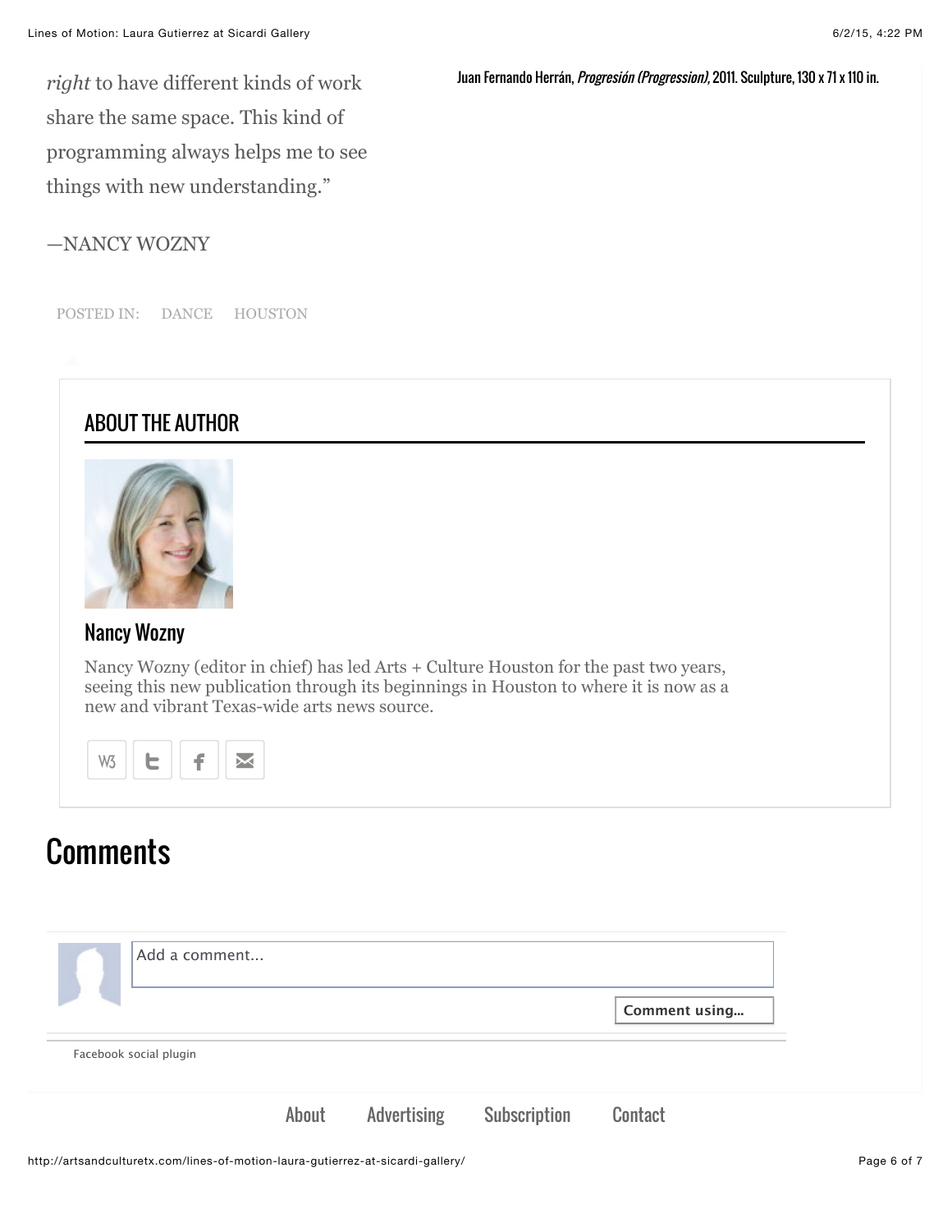*right* to have different kinds of work share the same space. This kind of programming always helps me to see things with new understanding."

—NANCY WOZNY

Juan Fernando Herrán, *Progresión (Progression)*, 2011. Sculpture, 130 x 71 x 110 in.

POSTED IN: DANCE HOUSTON

## ABOUT THE AUTHOR

### Nancy Wozny

Nancy Wozny (editor in chief) has led Arts + Culture Houston for the past two years, seeing this new publication through its beginnings in Houston to where it is now as a new and vibrant Texas-wide arts news source.

# Comments

Add a comment...

Comment using...

Facebook social plugin

About Advertising Subscription Contact